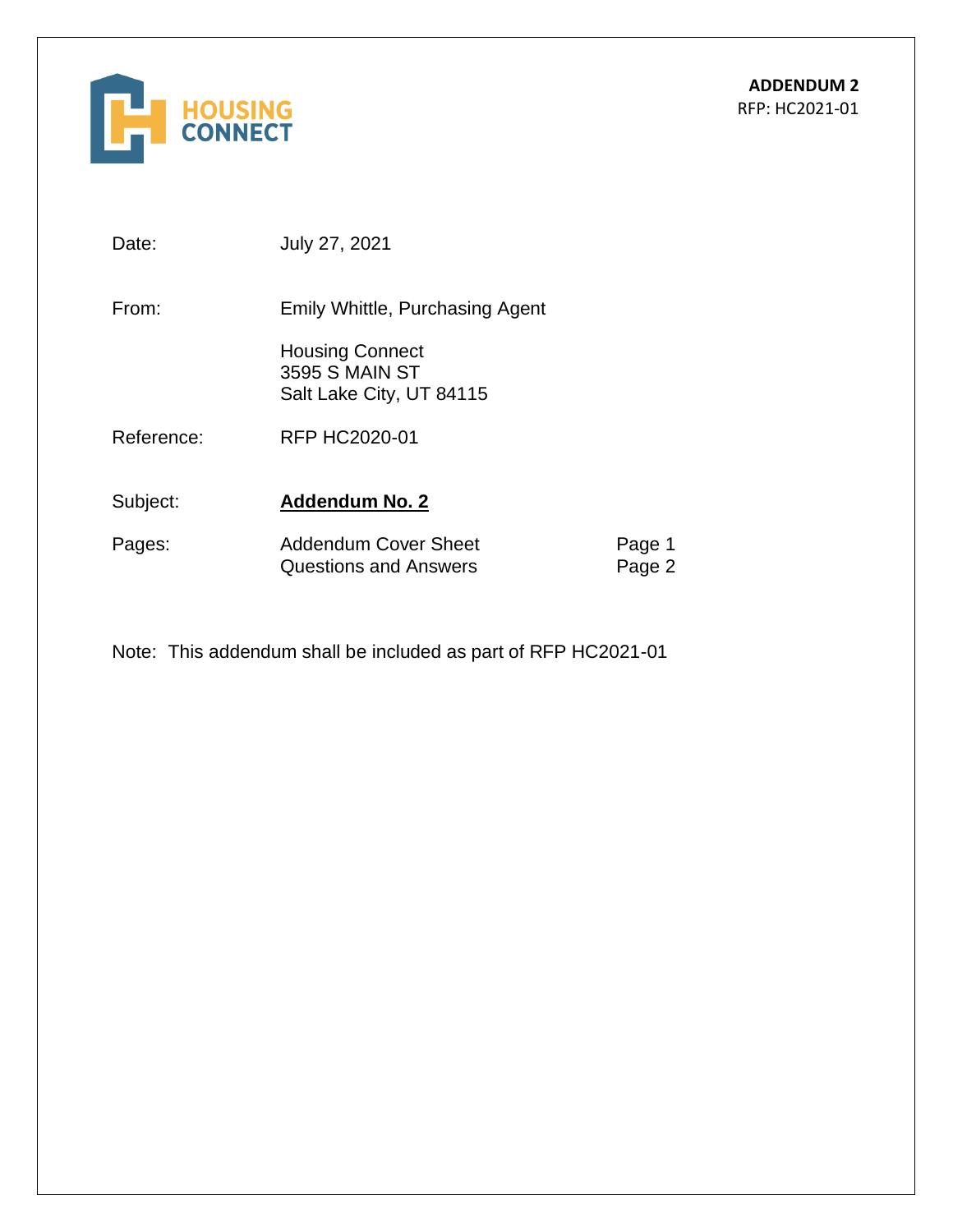HOUSING CONNECT

**ADDENDUM 2**
RFP: HC2021-01

| | | |
|---|---|---|
| Date: | July 27, 2021 | |
| From: | Emily Whittle, Purchasing Agent<br><br>Housing Connect<br>3595 S MAIN ST<br>Salt Lake City, UT 84115 | |
| Reference: | RFP HC2020-01 | |
| Subject: | **Addendum No. 2** | |
| Pages: | Addendum Cover Sheet<br>Questions and Answers | Page 1<br>Page 2 |

Note: This addendum shall be included as part of RFP HC2021-01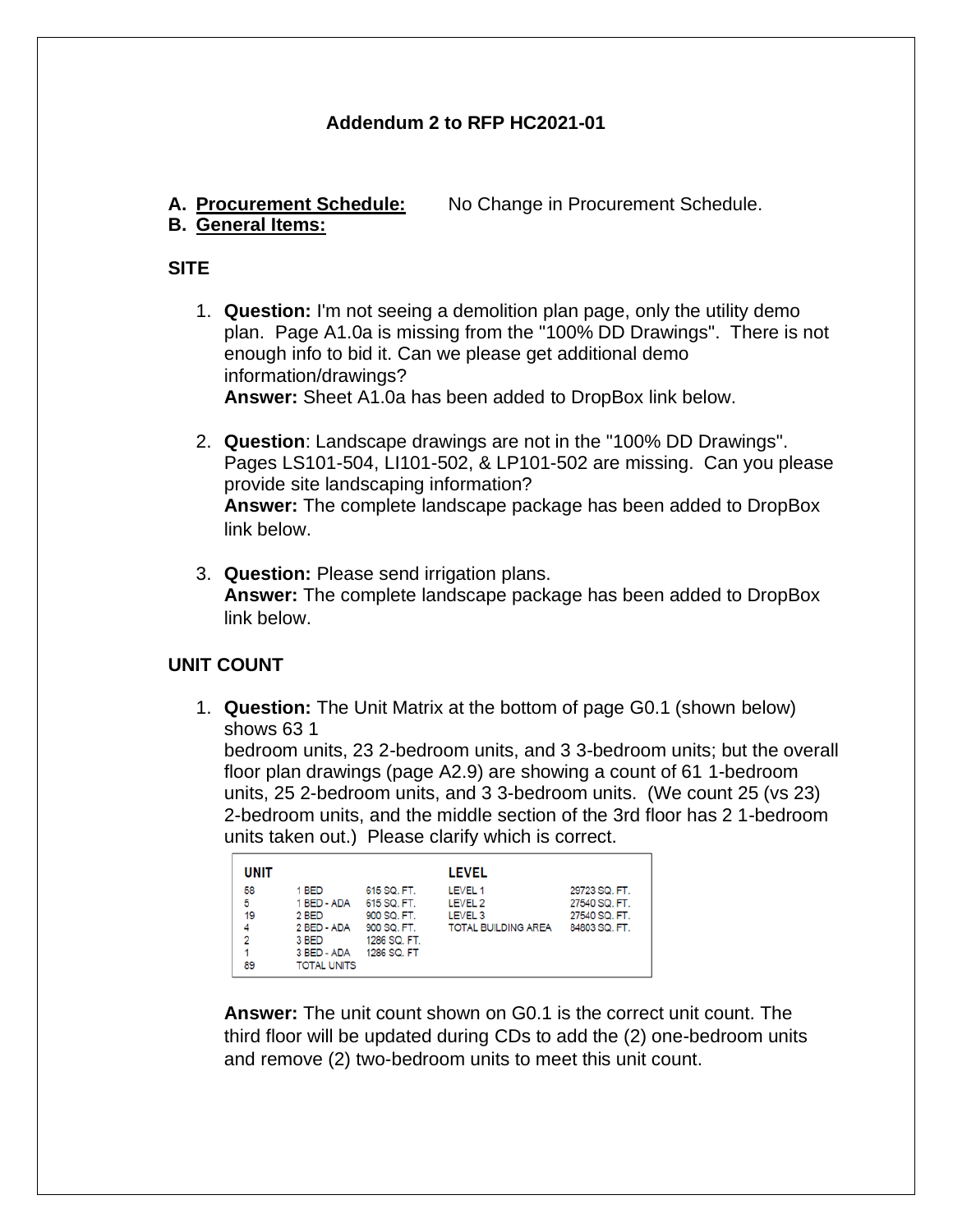# Addendum 2 to RFP HC2021-01

**A. Procurement Schedule:** No Change in Procurement Schedule.

**B. General Items:**

### SITE

1. **Question:** I'm not seeing a demolition plan page, only the utility demo plan. Page A1.0a is missing from the "100% DD Drawings". There is not enough info to bid it. Can we please get additional demo information/drawings?
   **Answer:** Sheet A1.0a has been added to DropBox link below.

2. **Question**: Landscape drawings are not in the "100% DD Drawings". Pages LS101-504, LI101-502, & LP101-502 are missing. Can you please provide site landscaping information?
   **Answer:** The complete landscape package has been added to DropBox link below.

3. **Question:** Please send irrigation plans.
   **Answer:** The complete landscape package has been added to DropBox link below.

### UNIT COUNT

1. **Question:** The Unit Matrix at the bottom of page G0.1 (shown below) shows 63 1 bedroom units, 23 2-bedroom units, and 3 3-bedroom units; but the overall floor plan drawings (page A2.9) are showing a count of 61 1-bedroom units, 25 2-bedroom units, and 3 3-bedroom units. (We count 25 (vs 23) 2-bedroom units, and the middle section of the 3rd floor has 2 1-bedroom units taken out.) Please clarify which is correct.

| UNIT | | | LEVEL | |
|---|---|---|---|---|
| 58 | 1 BED | 615 SQ. FT. | LEVEL 1 | 29723 SQ. FT. |
| 5 | 1 BED - ADA | 615 SQ. FT. | LEVEL 2 | 27540 SQ. FT. |
| 19 | 2 BED | 900 SQ. FT. | LEVEL 3 | 27540 SQ. FT. |
| 4 | 2 BED - ADA | 900 SQ. FT. | TOTAL BUILDING AREA | 84803 SQ. FT. |
| 2 | 3 BED | 1286 SQ. FT. | | |
| 1 | 3 BED - ADA | 1286 SQ. FT | | |
| 89 | TOTAL UNITS | | | |

   **Answer:** The unit count shown on G0.1 is the correct unit count. The third floor will be updated during CDs to add the (2) one-bedroom units and remove (2) two-bedroom units to meet this unit count.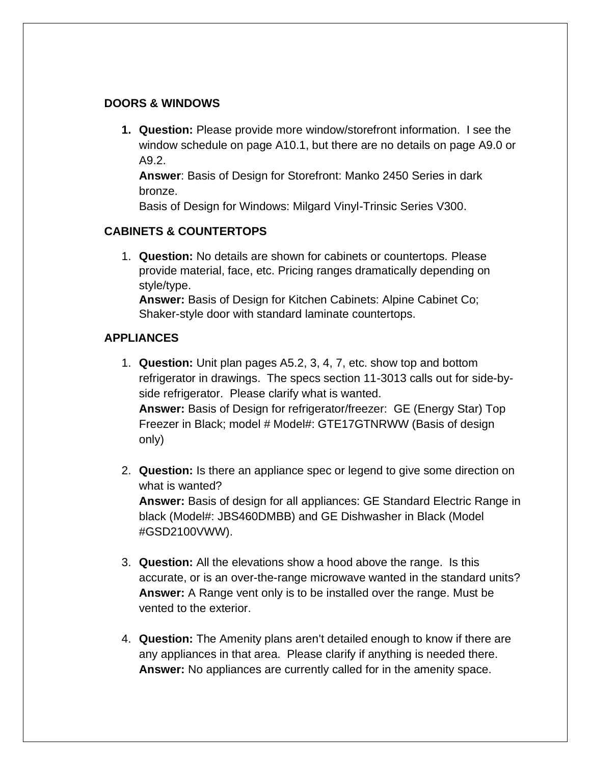**DOORS & WINDOWS**

1. **Question:** Please provide more window/storefront information. I see the window schedule on page A10.1, but there are no details on page A9.0 or A9.2.
   **Answer**: Basis of Design for Storefront: Manko 2450 Series in dark bronze.
   Basis of Design for Windows: Milgard Vinyl-Trinsic Series V300.

**CABINETS & COUNTERTOPS**

1. **Question:** No details are shown for cabinets or countertops. Please provide material, face, etc. Pricing ranges dramatically depending on style/type.
   **Answer:** Basis of Design for Kitchen Cabinets: Alpine Cabinet Co; Shaker-style door with standard laminate countertops.

**APPLIANCES**

1. **Question:** Unit plan pages A5.2, 3, 4, 7, etc. show top and bottom refrigerator in drawings. The specs section 11-3013 calls out for side-by-side refrigerator. Please clarify what is wanted.
   **Answer:** Basis of Design for refrigerator/freezer: GE (Energy Star) Top Freezer in Black; model # Model#: GTE17GTNRWW (Basis of design only)

2. **Question:** Is there an appliance spec or legend to give some direction on what is wanted?
   **Answer:** Basis of design for all appliances: GE Standard Electric Range in black (Model#: JBS460DMBB) and GE Dishwasher in Black (Model #GSD2100VWW).

3. **Question:** All the elevations show a hood above the range. Is this accurate, or is an over-the-range microwave wanted in the standard units?
   **Answer:** A Range vent only is to be installed over the range. Must be vented to the exterior.

4. **Question:** The Amenity plans aren't detailed enough to know if there are any appliances in that area. Please clarify if anything is needed there.
   **Answer:** No appliances are currently called for in the amenity space.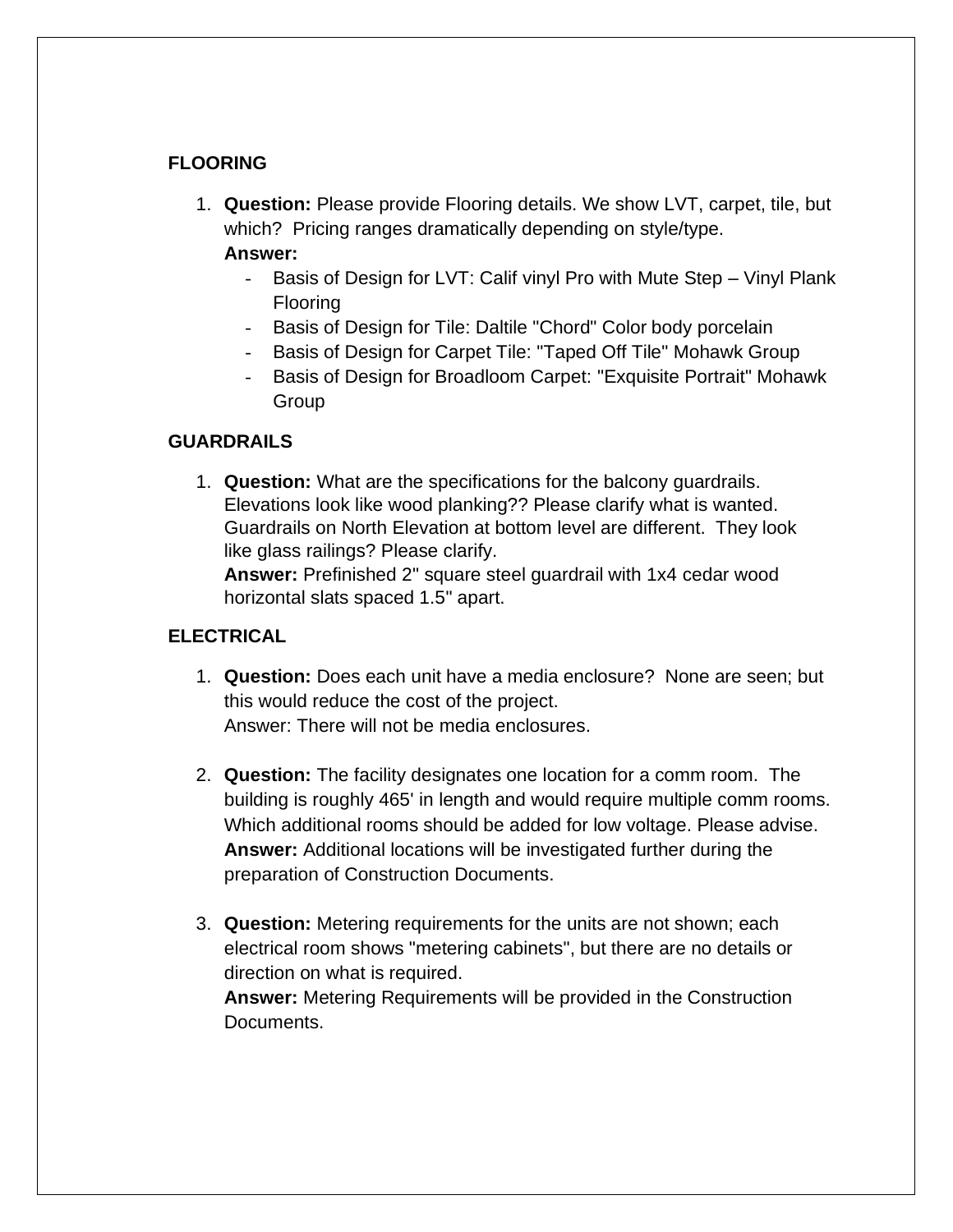**FLOORING**

1. **Question:** Please provide Flooring details. We show LVT, carpet, tile, but which? Pricing ranges dramatically depending on style/type.
   **Answer:**
   - Basis of Design for LVT: Calif vinyl Pro with Mute Step – Vinyl Plank Flooring
   - Basis of Design for Tile: Daltile "Chord" Color body porcelain
   - Basis of Design for Carpet Tile: "Taped Off Tile" Mohawk Group
   - Basis of Design for Broadloom Carpet: "Exquisite Portrait" Mohawk Group

**GUARDRAILS**

1. **Question:** What are the specifications for the balcony guardrails. Elevations look like wood planking?? Please clarify what is wanted. Guardrails on North Elevation at bottom level are different. They look like glass railings? Please clarify.
   **Answer:** Prefinished 2" square steel guardrail with 1x4 cedar wood horizontal slats spaced 1.5" apart.

**ELECTRICAL**

1. **Question:** Does each unit have a media enclosure? None are seen; but this would reduce the cost of the project.
   Answer: There will not be media enclosures.

2. **Question:** The facility designates one location for a comm room. The building is roughly 465' in length and would require multiple comm rooms. Which additional rooms should be added for low voltage. Please advise.
   **Answer:** Additional locations will be investigated further during the preparation of Construction Documents.

3. **Question:** Metering requirements for the units are not shown; each electrical room shows "metering cabinets", but there are no details or direction on what is required.
   **Answer:** Metering Requirements will be provided in the Construction Documents.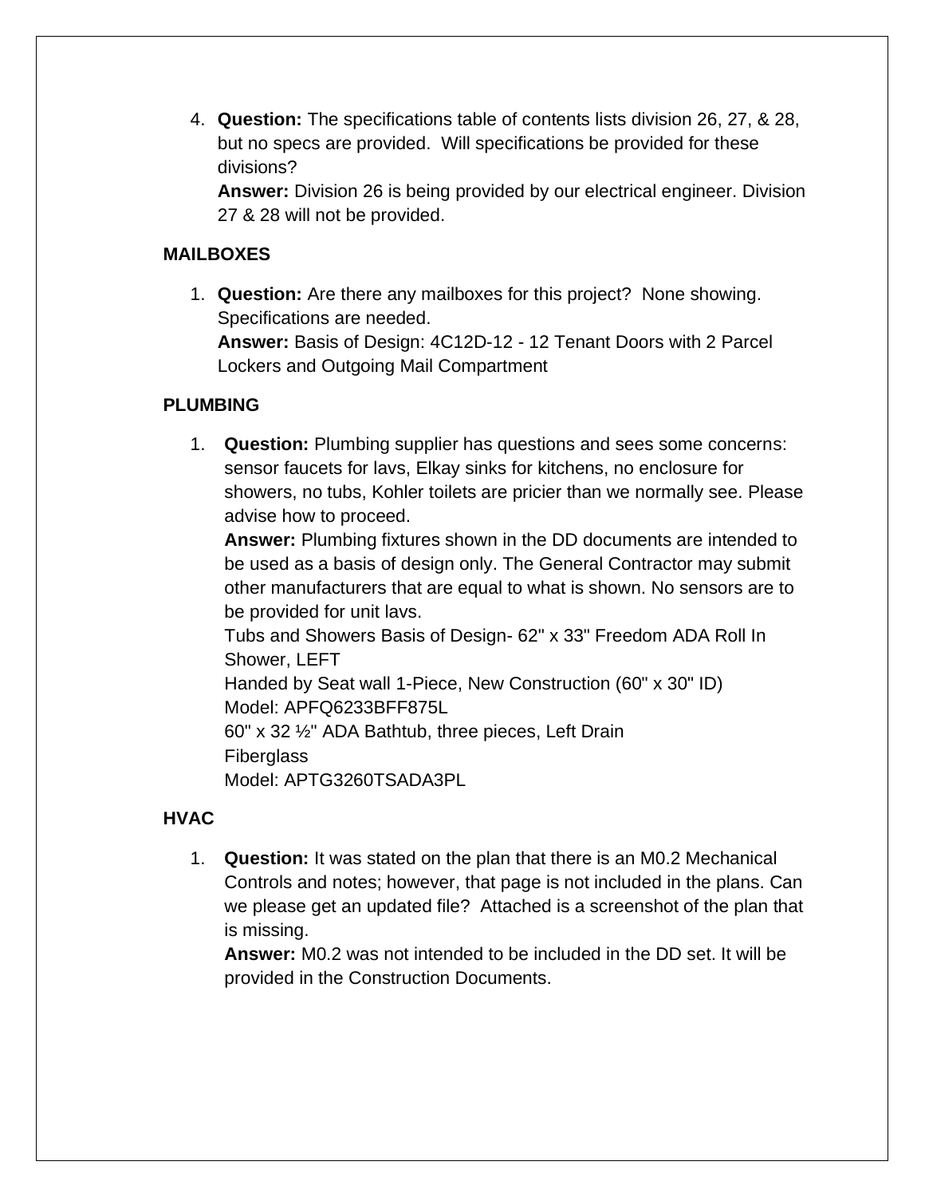4. **Question:** The specifications table of contents lists division 26, 27, & 28, but no specs are provided. Will specifications be provided for these divisions?
   **Answer:** Division 26 is being provided by our electrical engineer. Division 27 & 28 will not be provided.

**MAILBOXES**

1. **Question:** Are there any mailboxes for this project? None showing. Specifications are needed.
   **Answer:** Basis of Design: 4C12D-12 - 12 Tenant Doors with 2 Parcel Lockers and Outgoing Mail Compartment

**PLUMBING**

1. **Question:** Plumbing supplier has questions and sees some concerns: sensor faucets for lavs, Elkay sinks for kitchens, no enclosure for showers, no tubs, Kohler toilets are pricier than we normally see. Please advise how to proceed.
   **Answer:** Plumbing fixtures shown in the DD documents are intended to be used as a basis of design only. The General Contractor may submit other manufacturers that are equal to what is shown. No sensors are to be provided for unit lavs.
   Tubs and Showers Basis of Design- 62" x 33" Freedom ADA Roll In Shower, LEFT
   Handed by Seat wall 1-Piece, New Construction (60" x 30" ID)
   Model: APFQ6233BFF875L
   60" x 32 ½" ADA Bathtub, three pieces, Left Drain
   Fiberglass
   Model: APTG3260TSADA3PL

**HVAC**

1. **Question:** It was stated on the plan that there is an M0.2 Mechanical Controls and notes; however, that page is not included in the plans. Can we please get an updated file? Attached is a screenshot of the plan that is missing.
   **Answer:** M0.2 was not intended to be included in the DD set. It will be provided in the Construction Documents.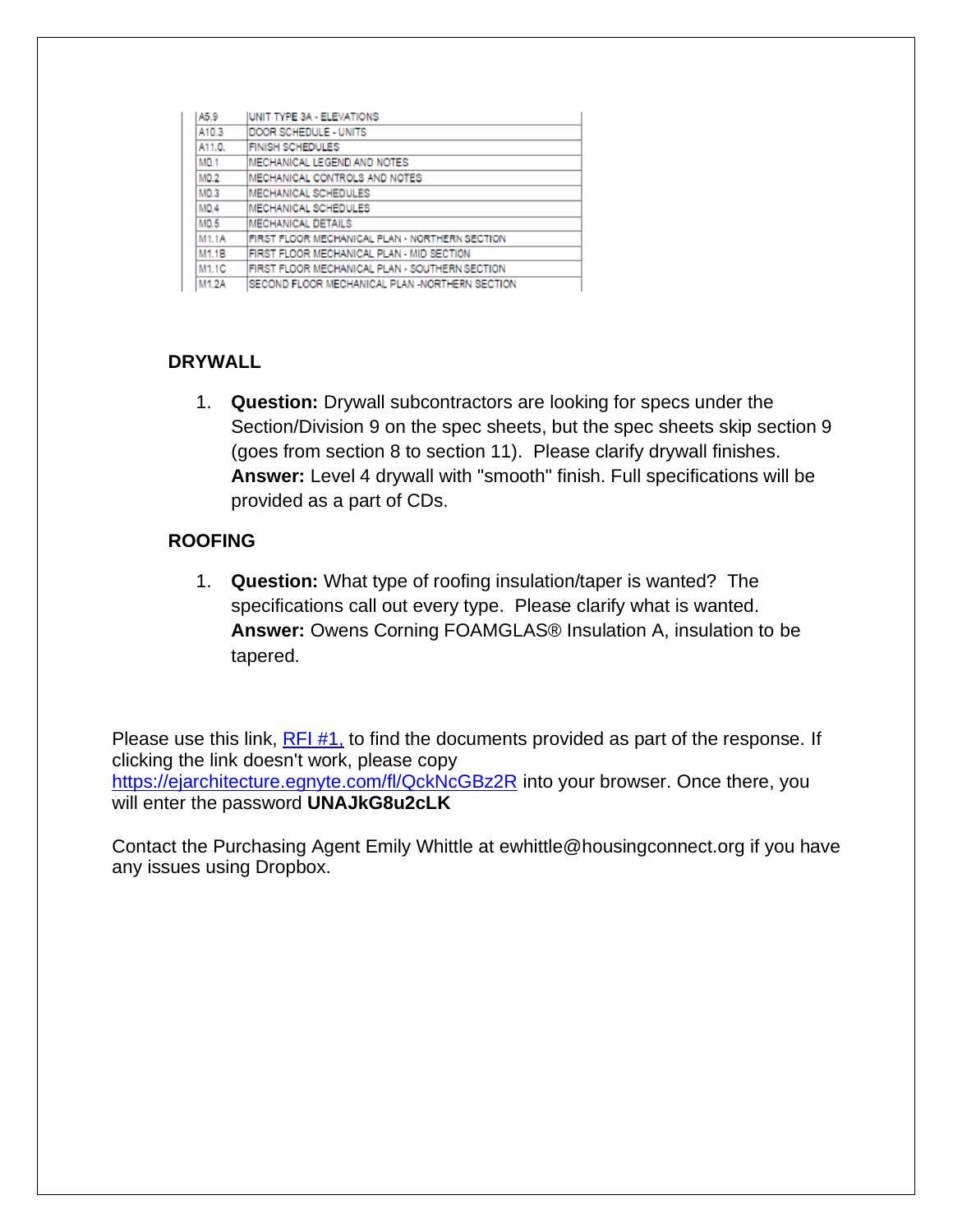| | |
|---|---|
| A5.9 | UNIT TYPE 3A - ELEVATIONS |
| A10.3 | DOOR SCHEDULE - UNITS |
| A11.0. | FINISH SCHEDULES |
| M0.1 | MECHANICAL LEGEND AND NOTES |
| M0.2 | MECHANICAL CONTROLS AND NOTES |
| M0.3 | MECHANICAL SCHEDULES |
| M0.4 | MECHANICAL SCHEDULES |
| M0.5 | MECHANICAL DETAILS |
| M1.1A | FIRST FLOOR MECHANICAL PLAN - NORTHERN SECTION |
| M1.1B | FIRST FLOOR MECHANICAL PLAN - MID SECTION |
| M1.1C | FIRST FLOOR MECHANICAL PLAN - SOUTHERN SECTION |
| M1.2A | SECOND FLOOR MECHANICAL PLAN -NORTHERN SECTION |

**DRYWALL**

1. **Question:** Drywall subcontractors are looking for specs under the Section/Division 9 on the spec sheets, but the spec sheets skip section 9 (goes from section 8 to section 11). Please clarify drywall finishes.
   **Answer:** Level 4 drywall with "smooth" finish. Full specifications will be provided as a part of CDs.

**ROOFING**

1. **Question:** What type of roofing insulation/taper is wanted? The specifications call out every type. Please clarify what is wanted.
   **Answer:** Owens Corning FOAMGLAS® Insulation A, insulation to be tapered.

Please use this link, RFI #1, to find the documents provided as part of the response. If clicking the link doesn't work, please copy https://ejarchitecture.egnyte.com/fl/QckNcGBz2R into your browser. Once there, you will enter the password **UNAJkG8u2cLK**

Contact the Purchasing Agent Emily Whittle at ewhittle@housingconnect.org if you have any issues using Dropbox.